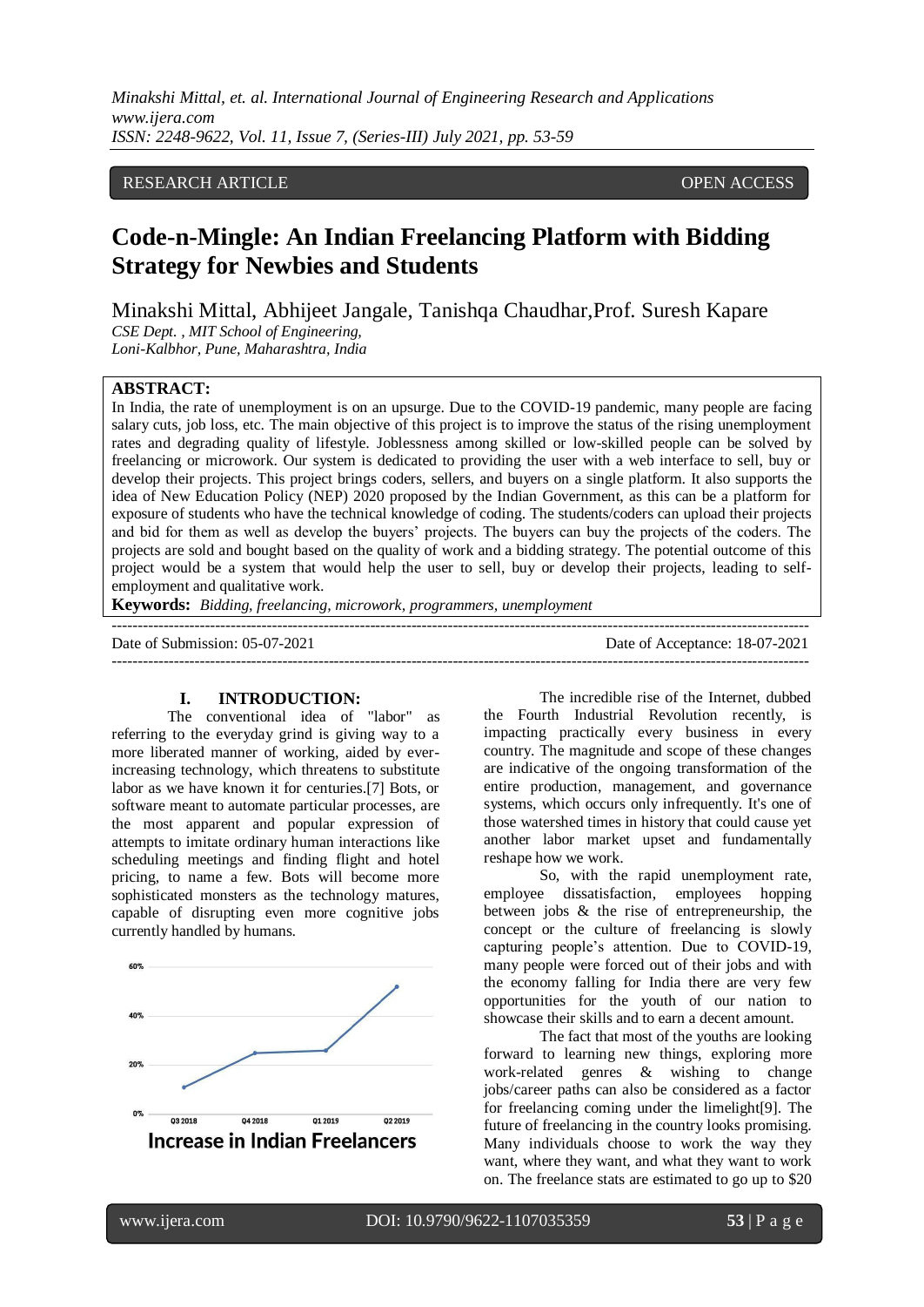RESEARCH ARTICLE OPEN ACCESS

# Code-n-Mingle: An Indian Freelancing Platform with Bidding Strategy for Newbies and Students

Minakshi Mittal, Abhijeet Jangale, Tanishqa Chaudhar,Prof. Suresh Kapare

*CSE Dept. , MIT School of Engineering,*
*Loni-Kalbhor, Pune, Maharashtra, India*

**ABSTRACT:**

In India, the rate of unemployment is on an upsurge. Due to the COVID-19 pandemic, many people are facing salary cuts, job loss, etc. The main objective of this project is to improve the status of the rising unemployment rates and degrading quality of lifestyle. Joblessness among skilled or low-skilled people can be solved by freelancing or microwork. Our system is dedicated to providing the user with a web interface to sell, buy or develop their projects. This project brings coders, sellers, and buyers on a single platform. It also supports the idea of New Education Policy (NEP) 2020 proposed by the Indian Government, as this can be a platform for exposure of students who have the technical knowledge of coding. The students/coders can upload their projects and bid for them as well as develop the buyers' projects. The buyers can buy the projects of the coders. The projects are sold and bought based on the quality of work and a bidding strategy. The potential outcome of this project would be a system that would help the user to sell, buy or develop their projects, leading to self-employment and qualitative work.

**Keywords:** *Bidding, freelancing, microwork, programmers, unemployment*

---

Date of Submission: 05-07-2021 Date of Acceptance: 18-07-2021

---

## I. INTRODUCTION:

The conventional idea of "labor" as referring to the everyday grind is giving way to a more liberated manner of working, aided by ever-increasing technology, which threatens to substitute labor as we have known it for centuries.[7] Bots, or software meant to automate particular processes, are the most apparent and popular expression of attempts to imitate ordinary human interactions like scheduling meetings and finding flight and hotel pricing, to name a few. Bots will become more sophisticated monsters as the technology matures, capable of disrupting even more cognitive jobs currently handled by humans.

Increase in Indian Freelancers

The incredible rise of the Internet, dubbed the Fourth Industrial Revolution recently, is impacting practically every business in every country. The magnitude and scope of these changes are indicative of the ongoing transformation of the entire production, management, and governance systems, which occurs only infrequently. It's one of those watershed times in history that could cause yet another labor market upset and fundamentally reshape how we work.

So, with the rapid unemployment rate, employee dissatisfaction, employees hopping between jobs & the rise of entrepreneurship, the concept or the culture of freelancing is slowly capturing people's attention. Due to COVID-19, many people were forced out of their jobs and with the economy falling for India there are very few opportunities for the youth of our nation to showcase their skills and to earn a decent amount.

The fact that most of the youths are looking forward to learning new things, exploring more work-related genres & wishing to change jobs/career paths can also be considered as a factor for freelancing coming under the limelight[9]. The future of freelancing in the country looks promising. Many individuals choose to work the way they want, where they want, and what they want to work on. The freelance stats are estimated to go up to $20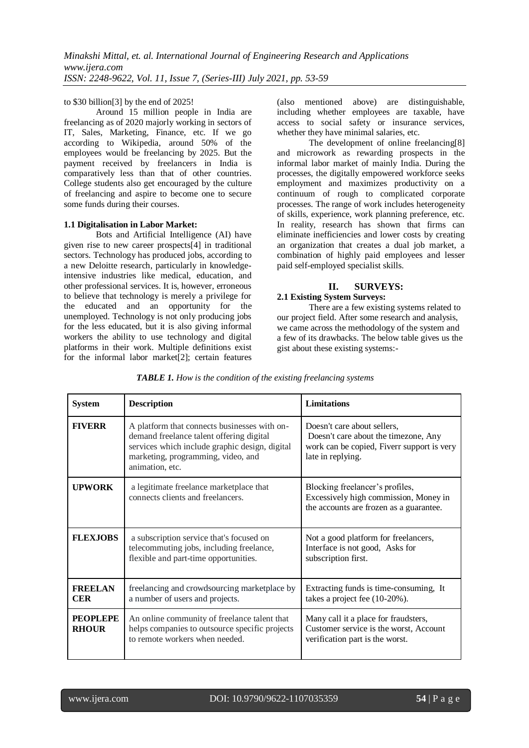to $30 billion[3] by the end of 2025!

Around 15 million people in India are freelancing as of 2020 majorly working in sectors of IT, Sales, Marketing, Finance, etc. If we go according to Wikipedia, around 50% of the employees would be freelancing by 2025. But the payment received by freelancers in India is comparatively less than that of other countries. College students also get encouraged by the culture of freelancing and aspire to become one to secure some funds during their courses.

### 1.1 Digitalisation in Labor Market:

Bots and Artificial Intelligence (AI) have given rise to new career prospects[4] in traditional sectors. Technology has produced jobs, according to a new Deloitte research, particularly in knowledge-intensive industries like medical, education, and other professional services. It is, however, erroneous to believe that technology is merely a privilege for the educated and an opportunity for the unemployed. Technology is not only producing jobs for the less educated, but it is also giving informal workers the ability to use technology and digital platforms in their work. Multiple definitions exist for the informal labor market[2]; certain features (also mentioned above) are distinguishable, including whether employees are taxable, have access to social safety or insurance services, whether they have minimal salaries, etc.

The development of online freelancing[8] and microwork as rewarding prospects in the informal labor market of mainly India. During the processes, the digitally empowered workforce seeks employment and maximizes productivity on a continuum of rough to complicated corporate processes. The range of work includes heterogeneity of skills, experience, work planning preference, etc. In reality, research has shown that firms can eliminate inefficiencies and lower costs by creating an organization that creates a dual job market, a combination of highly paid employees and lesser paid self-employed specialist skills.

## II. SURVEYS:

### 2.1 Existing System Surveys:

There are a few existing systems related to our project field. After some research and analysis, we came across the methodology of the system and a few of its drawbacks. The below table gives us the gist about these existing systems:-

***TABLE 1.*** *How is the condition of the existing freelancing systems*

| System | Description | Limitations |
|---|---|---|
| **FIVERR** | A platform that connects businesses with on-demand freelance talent offering digital services which include graphic design, digital marketing, programming, video, and animation, etc. | Doesn't care about sellers, Doesn't care about the timezone, Any work can be copied, Fiverr support is very late in replying. |
| **UPWORK** | a legitimate freelance marketplace that connects clients and freelancers. | Blocking freelancer's profiles, Excessively high commission, Money in the accounts are frozen as a guarantee. |
| **FLEXJOBS** | a subscription service that's focused on telecommuting jobs, including freelance, flexible and part-time opportunities. | Not a good platform for freelancers, Interface is not good, Asks for subscription first. |
| **FREELANCER** | freelancing and crowdsourcing marketplace by a number of users and projects. | Extracting funds is time-consuming, It takes a project fee (10-20%). |
| **PEOPLEPERHOUR** | An online community of freelance talent that helps companies to outsource specific projects to remote workers when needed. | Many call it a place for fraudsters, Customer service is the worst, Account verification part is the worst. |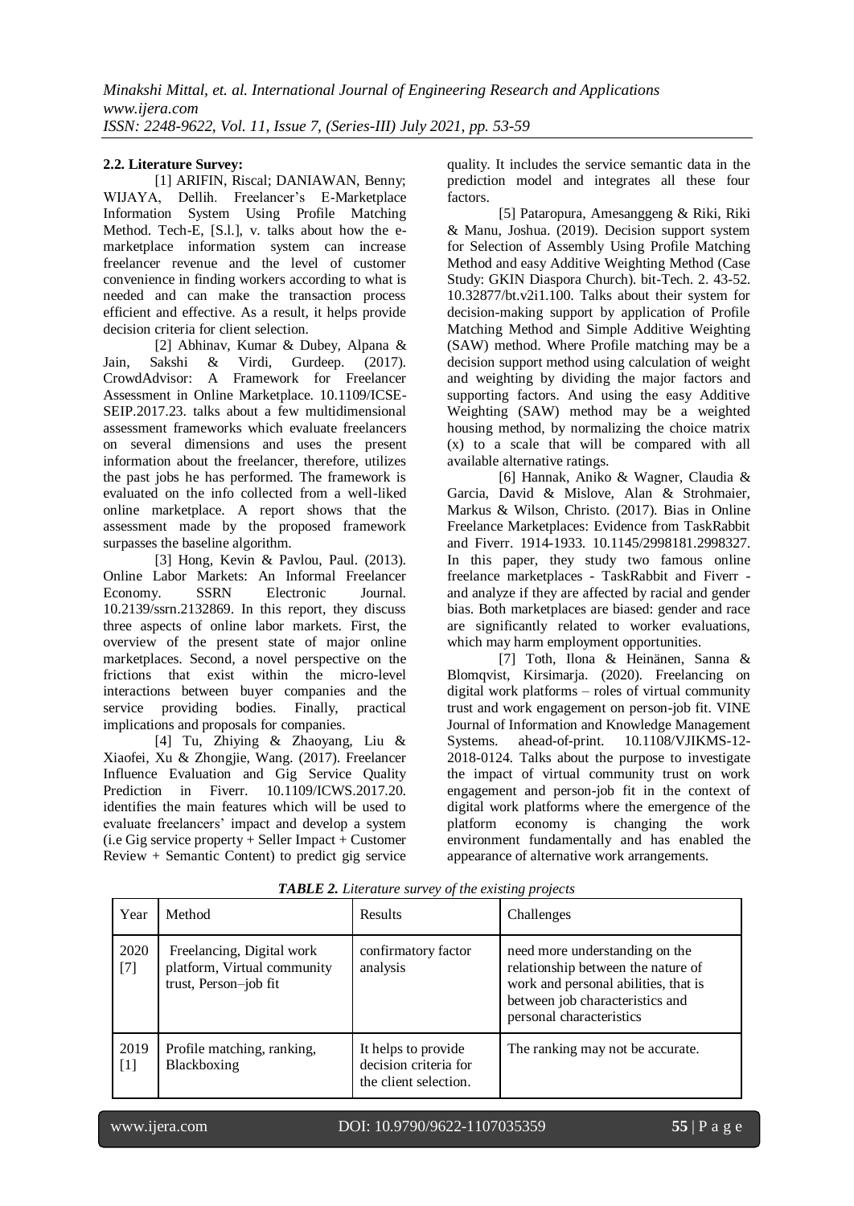**2.2. Literature Survey:**

[1] ARIFIN, Riscal; DANIAWAN, Benny; WIJAYA, Dellih. Freelancer's E-Marketplace Information System Using Profile Matching Method. Tech-E, [S.l.], v. talks about how the e-marketplace information system can increase freelancer revenue and the level of customer convenience in finding workers according to what is needed and can make the transaction process efficient and effective. As a result, it helps provide decision criteria for client selection.

[2] Abhinav, Kumar & Dubey, Alpana & Jain, Sakshi & Virdi, Gurdeep. (2017). CrowdAdvisor: A Framework for Freelancer Assessment in Online Marketplace. 10.1109/ICSE-SEIP.2017.23. talks about a few multidimensional assessment frameworks which evaluate freelancers on several dimensions and uses the present information about the freelancer, therefore, utilizes the past jobs he has performed. The framework is evaluated on the info collected from a well-liked online marketplace. A report shows that the assessment made by the proposed framework surpasses the baseline algorithm.

[3] Hong, Kevin & Pavlou, Paul. (2013). Online Labor Markets: An Informal Freelancer Economy. SSRN Electronic Journal. 10.2139/ssrn.2132869. In this report, they discuss three aspects of online labor markets. First, the overview of the present state of major online marketplaces. Second, a novel perspective on the frictions that exist within the micro-level interactions between buyer companies and the service providing bodies. Finally, practical implications and proposals for companies.

[4] Tu, Zhiying & Zhaoyang, Liu & Xiaofei, Xu & Zhongjie, Wang. (2017). Freelancer Influence Evaluation and Gig Service Quality Prediction in Fiverr. 10.1109/ICWS.2017.20. identifies the main features which will be used to evaluate freelancers' impact and develop a system (i.e Gig service property + Seller Impact + Customer Review + Semantic Content) to predict gig service quality. It includes the service semantic data in the prediction model and integrates all these four factors.

[5] Pataropura, Amesanggeng & Riki, Riki & Manu, Joshua. (2019). Decision support system for Selection of Assembly Using Profile Matching Method and easy Additive Weighting Method (Case Study: GKIN Diaspora Church). bit-Tech. 2. 43-52. 10.32877/bt.v2i1.100. Talks about their system for decision-making support by application of Profile Matching Method and Simple Additive Weighting (SAW) method. Where Profile matching may be a decision support method using calculation of weight and weighting by dividing the major factors and supporting factors. And using the easy Additive Weighting (SAW) method may be a weighted housing method, by normalizing the choice matrix (x) to a scale that will be compared with all available alternative ratings.

[6] Hannak, Aniko & Wagner, Claudia & Garcia, David & Mislove, Alan & Strohmaier, Markus & Wilson, Christo. (2017). Bias in Online Freelance Marketplaces: Evidence from TaskRabbit and Fiverr. 1914-1933. 10.1145/2998181.2998327. In this paper, they study two famous online freelance marketplaces - TaskRabbit and Fiverr - and analyze if they are affected by racial and gender bias. Both marketplaces are biased: gender and race are significantly related to worker evaluations, which may harm employment opportunities.

[7] Toth, Ilona & Heinänen, Sanna & Blomqvist, Kirsimarja. (2020). Freelancing on digital work platforms – roles of virtual community trust and work engagement on person-job fit. VINE Journal of Information and Knowledge Management Systems. ahead-of-print. 10.1108/VJIKMS-12-2018-0124. Talks about the purpose to investigate the impact of virtual community trust on work engagement and person-job fit in the context of digital work platforms where the emergence of the platform economy is changing the work environment fundamentally and has enabled the appearance of alternative work arrangements.

***TABLE 2.** Literature survey of the existing projects*

| Year | Method | Results | Challenges |
|---|---|---|---|
| 2020 [7] | Freelancing, Digital work platform, Virtual community trust, Person–job fit | confirmatory factor analysis | need more understanding on the relationship between the nature of work and personal abilities, that is between job characteristics and personal characteristics |
| 2019 [1] | Profile matching, ranking, Blackboxing | It helps to provide decision criteria for the client selection. | The ranking may not be accurate. |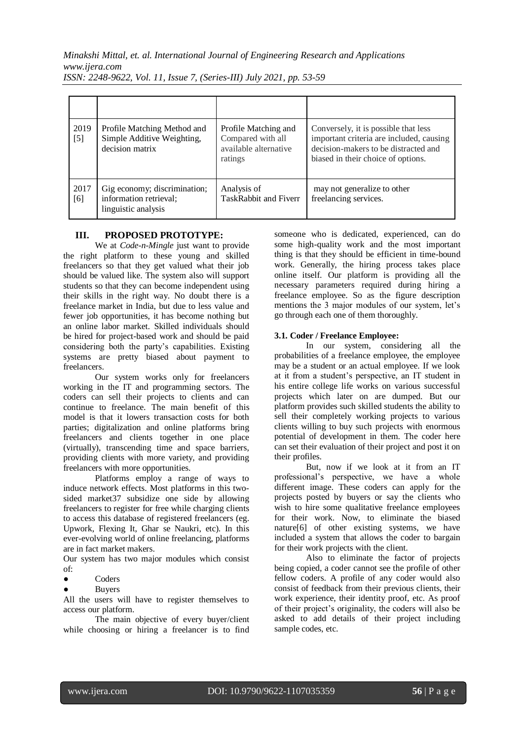| | | | |
|---|---|---|---|
| 2019 [5] | Profile Matching Method and Simple Additive Weighting, decision matrix | Profile Matching and Compared with all available alternative ratings | Conversely, it is possible that less important criteria are included, causing decision-makers to be distracted and biased in their choice of options. |
| 2017 [6] | Gig economy; discrimination; information retrieval; linguistic analysis | Analysis of TaskRabbit and Fiverr | may not generalize to other freelancing services. |

## III. PROPOSED PROTOTYPE:

We at *Code-n-Mingle* just want to provide the right platform to these young and skilled freelancers so that they get valued what their job should be valued like. The system also will support students so that they can become independent using their skills in the right way. No doubt there is a freelance market in India, but due to less value and fewer job opportunities, it has become nothing but an online labor market. Skilled individuals should be hired for project-based work and should be paid considering both the party's capabilities. Existing systems are pretty biased about payment to freelancers.

Our system works only for freelancers working in the IT and programming sectors. The coders can sell their projects to clients and can continue to freelance. The main benefit of this model is that it lowers transaction costs for both parties; digitalization and online platforms bring freelancers and clients together in one place (virtually), transcending time and space barriers, providing clients with more variety, and providing freelancers with more opportunities.

Platforms employ a range of ways to induce network effects. Most platforms in this two-sided market37 subsidize one side by allowing freelancers to register for free while charging clients to access this database of registered freelancers (eg. Upwork, Flexing It, Ghar se Naukri, etc). In this ever-evolving world of online freelancing, platforms are in fact market makers.

Our system has two major modules which consist of:

- Coders
- Buyers

All the users will have to register themselves to access our platform.

The main objective of every buyer/client while choosing or hiring a freelancer is to find someone who is dedicated, experienced, can do some high-quality work and the most important thing is that they should be efficient in time-bound work. Generally, the hiring process takes place online itself. Our platform is providing all the necessary parameters required during hiring a freelance employee. So as the figure description mentions the 3 major modules of our system, let's go through each one of them thoroughly.

### 3.1. Coder / Freelance Employee:

In our system, considering all the probabilities of a freelance employee, the employee may be a student or an actual employee. If we look at it from a student's perspective, an IT student in his entire college life works on various successful projects which later on are dumped. But our platform provides such skilled students the ability to sell their completely working projects to various clients willing to buy such projects with enormous potential of development in them. The coder here can set their evaluation of their project and post it on their profiles.

But, now if we look at it from an IT professional's perspective, we have a whole different image. These coders can apply for the projects posted by buyers or say the clients who wish to hire some qualitative freelance employees for their work. Now, to eliminate the biased nature[6] of other existing systems, we have included a system that allows the coder to bargain for their work projects with the client.

Also to eliminate the factor of projects being copied, a coder cannot see the profile of other fellow coders. A profile of any coder would also consist of feedback from their previous clients, their work experience, their identity proof, etc. As proof of their project's originality, the coders will also be asked to add details of their project including sample codes, etc.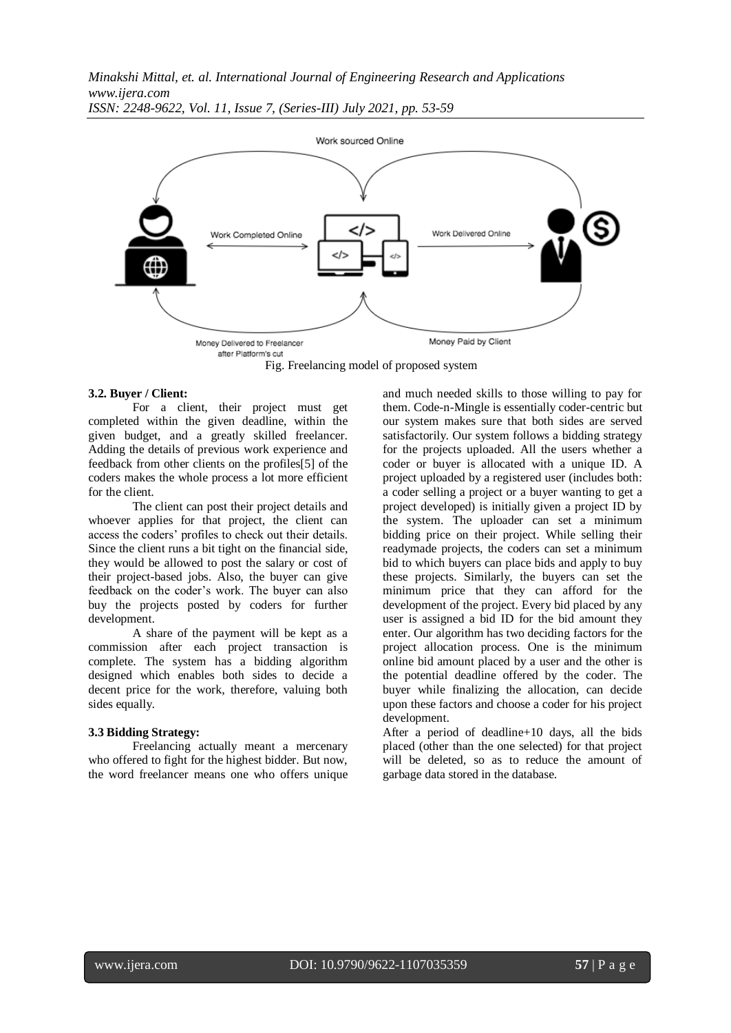Fig. Freelancing model of proposed system

### 3.2. Buyer / Client:

For a client, their project must get completed within the given deadline, within the given budget, and a greatly skilled freelancer. Adding the details of previous work experience and feedback from other clients on the profiles[5] of the coders makes the whole process a lot more efficient for the client.

The client can post their project details and whoever applies for that project, the client can access the coders' profiles to check out their details. Since the client runs a bit tight on the financial side, they would be allowed to post the salary or cost of their project-based jobs. Also, the buyer can give feedback on the coder's work. The buyer can also buy the projects posted by coders for further development.

A share of the payment will be kept as a commission after each project transaction is complete. The system has a bidding algorithm designed which enables both sides to decide a decent price for the work, therefore, valuing both sides equally.

### 3.3 Bidding Strategy:

Freelancing actually meant a mercenary who offered to fight for the highest bidder. But now, the word freelancer means one who offers unique and much needed skills to those willing to pay for them. Code-n-Mingle is essentially coder-centric but our system makes sure that both sides are served satisfactorily. Our system follows a bidding strategy for the projects uploaded. All the users whether a coder or buyer is allocated with a unique ID. A project uploaded by a registered user (includes both: a coder selling a project or a buyer wanting to get a project developed) is initially given a project ID by the system. The uploader can set a minimum bidding price on their project. While selling their readymade projects, the coders can set a minimum bid to which buyers can place bids and apply to buy these projects. Similarly, the buyers can set the minimum price that they can afford for the development of the project. Every bid placed by any user is assigned a bid ID for the bid amount they enter. Our algorithm has two deciding factors for the project allocation process. One is the minimum online bid amount placed by a user and the other is the potential deadline offered by the coder. The buyer while finalizing the allocation, can decide upon these factors and choose a coder for his project development.

After a period of deadline+10 days, all the bids placed (other than the one selected) for that project will be deleted, so as to reduce the amount of garbage data stored in the database.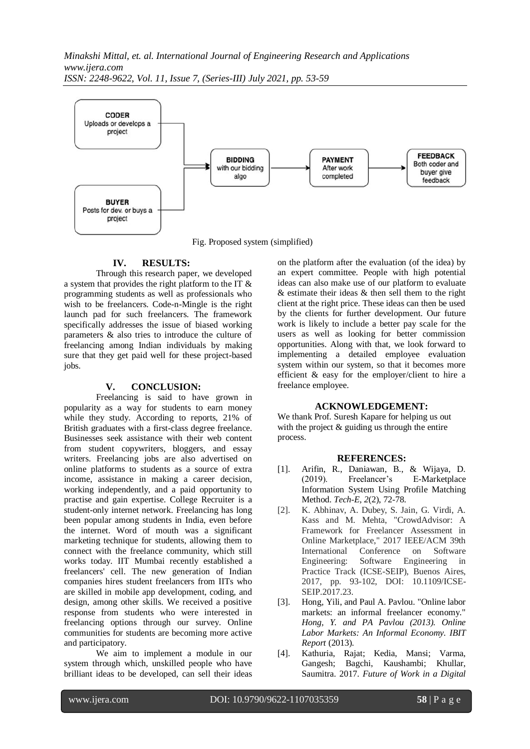CODER
Uploads or develops a project

BUYER
Posts for dev. or buys a project

BIDDING
with our bidding algo

PAYMENT
After work completed

FEEDBACK
Both coder and buyer give feedback

Fig. Proposed system (simplified)

## IV. RESULTS:

Through this research paper, we developed a system that provides the right platform to the IT & programming students as well as professionals who wish to be freelancers. Code-n-Mingle is the right launch pad for such freelancers. The framework specifically addresses the issue of biased working parameters & also tries to introduce the culture of freelancing among Indian individuals by making sure that they get paid well for these project-based jobs.

## V. CONCLUSION:

Freelancing is said to have grown in popularity as a way for students to earn money while they study. According to reports, 21% of British graduates with a first-class degree freelance. Businesses seek assistance with their web content from student copywriters, bloggers, and essay writers. Freelancing jobs are also advertised on online platforms to students as a source of extra income, assistance in making a career decision, working independently, and a paid opportunity to practise and gain expertise. College Recruiter is a student-only internet network. Freelancing has long been popular among students in India, even before the internet. Word of mouth was a significant marketing technique for students, allowing them to connect with the freelance community, which still works today. IIT Mumbai recently established a freelancers' cell. The new generation of Indian companies hires student freelancers from IITs who are skilled in mobile app development, coding, and design, among other skills. We received a positive response from students who were interested in freelancing options through our survey. Online communities for students are becoming more active and participatory.

We aim to implement a module in our system through which, unskilled people who have brilliant ideas to be developed, can sell their ideas on the platform after the evaluation (of the idea) by an expert committee. People with high potential ideas can also make use of our platform to evaluate & estimate their ideas & then sell them to the right client at the right price. These ideas can then be used by the clients for further development. Our future work is likely to include a better pay scale for the users as well as looking for better commission opportunities. Along with that, we look forward to implementing a detailed employee evaluation system within our system, so that it becomes more efficient & easy for the employer/client to hire a freelance employee.

## ACKNOWLEDGEMENT:

We thank Prof. Suresh Kapare for helping us out with the project & guiding us through the entire process.

## REFERENCES:

[1]. Arifin, R., Daniawan, B., & Wijaya, D. (2019). Freelancer's E-Marketplace Information System Using Profile Matching Method. *Tech-E, 2*(2), 72-78.

[2]. K. Abhinav, A. Dubey, S. Jain, G. Virdi, A. Kass and M. Mehta, "CrowdAdvisor: A Framework for Freelancer Assessment in Online Marketplace," 2017 IEEE/ACM 39th International Conference on Software Engineering: Software Engineering in Practice Track (ICSE-SEIP), Buenos Aires, 2017, pp. 93-102, DOI: 10.1109/ICSE-SEIP.2017.23.

[3]. Hong, Yili, and Paul A. Pavlou. "Online labor markets: an informal freelancer economy." *Hong, Y. and PA Pavlou (2013). Online Labor Markets: An Informal Economy. IBIT Report* (2013).

[4]. Kathuria, Rajat; Kedia, Mansi; Varma, Gangesh; Bagchi, Kaushambi; Khullar, Saumitra. 2017. *Future of Work in a Digital*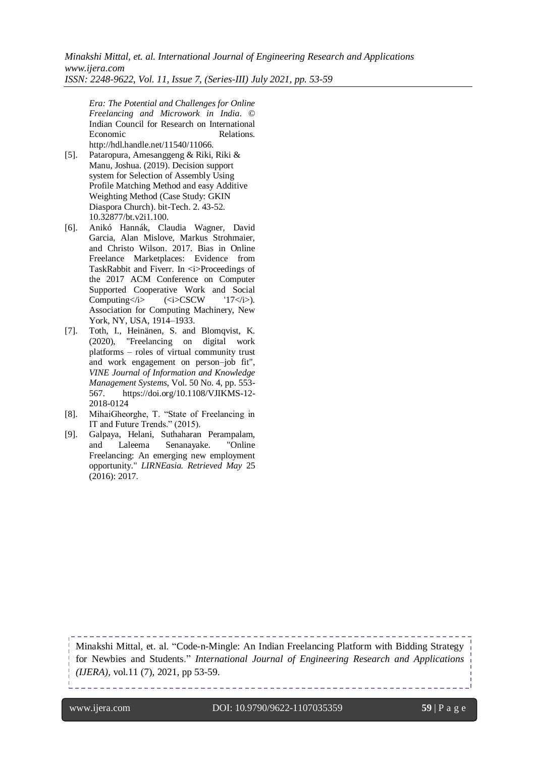*Era: The Potential and Challenges for Online Freelancing and Microwork in India*. © Indian Council for Research on International Economic Relations. http://hdl.handle.net/11540/11066.

[5]. Pataropura, Amesanggeng & Riki, Riki & Manu, Joshua. (2019). Decision support system for Selection of Assembly Using Profile Matching Method and easy Additive Weighting Method (Case Study: GKIN Diaspora Church). bit-Tech. 2. 43-52. 10.32877/bt.v2i1.100.

[6]. Anikó Hannák, Claudia Wagner, David Garcia, Alan Mislove, Markus Strohmaier, and Christo Wilson. 2017. Bias in Online Freelance Marketplaces: Evidence from TaskRabbit and Fiverr. In <i>Proceedings of the 2017 ACM Conference on Computer Supported Cooperative Work and Social Computing</i> (<i>CSCW '17</i>). Association for Computing Machinery, New York, NY, USA, 1914–1933.

[7]. Toth, I., Heinänen, S. and Blomqvist, K. (2020), "Freelancing on digital work platforms – roles of virtual community trust and work engagement on person–job fit", *VINE Journal of Information and Knowledge Management Systems*, Vol. 50 No. 4, pp. 553-567. https://doi.org/10.1108/VJIKMS-12-2018-0124

[8]. MihaiGheorghe, T. "State of Freelancing in IT and Future Trends." (2015).

[9]. Galpaya, Helani, Suthaharan Perampalam, and Laleema Senanayake. "Online Freelancing: An emerging new employment opportunity." *LIRNEasia. Retrieved May* 25 (2016): 2017.

Minakshi Mittal, et. al. "Code-n-Mingle: An Indian Freelancing Platform with Bidding Strategy for Newbies and Students." *International Journal of Engineering Research and Applications (IJERA)*, vol.11 (7), 2021, pp 53-59.